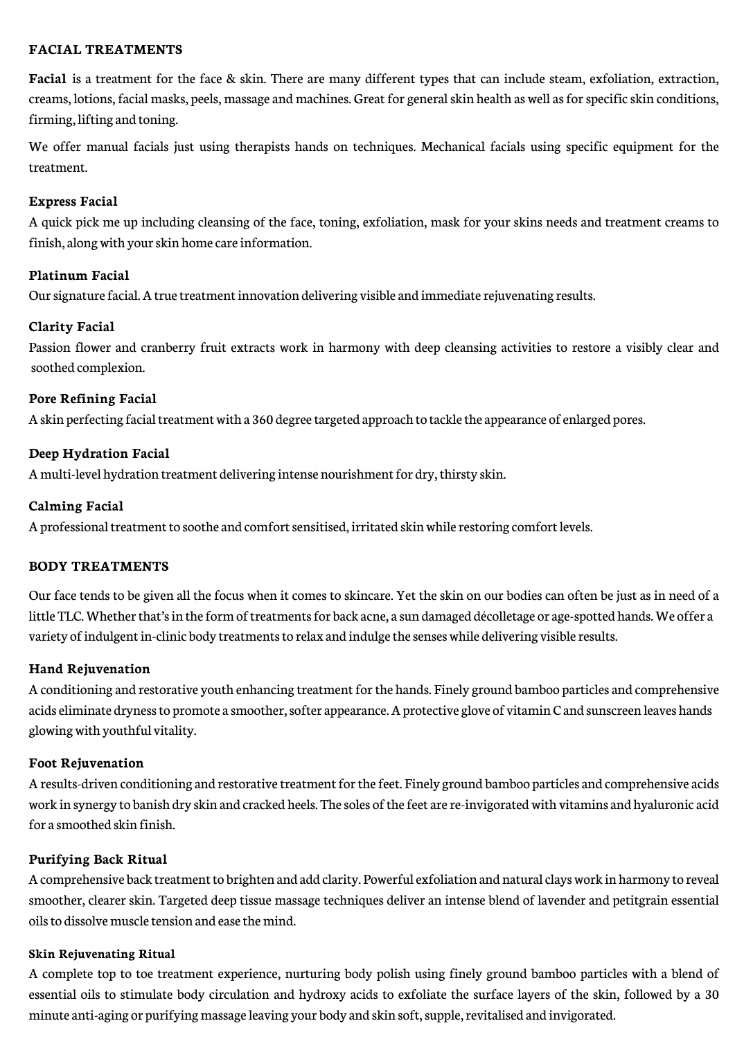## FACIAL TREATMENTS

**Facial** is a treatment for the face & skin. There are many different types that can include steam, exfoliation, extraction, creams, lotions, facial masks, peels, massage and machines. Great for general skin health as well as for specific skin conditions, firming, lifting and toning.

We offer manual facials just using therapists hands on techniques. Mechanical facials using specific equipment for the treatment.

### Express Facial

A quick pick me up including cleansing of the face, toning, exfoliation, mask for your skins needs and treatment creams to finish, along with your skin home care information.

### Platinum Facial

Our signature facial. A true treatment innovation delivering visible and immediate rejuvenating results.

### Clarity Facial

Passion flower and cranberry fruit extracts work in harmony with deep cleansing activities to restore a visibly clear and soothed complexion.

### Pore Refining Facial

A skin perfecting facial treatment with a 360 degree targeted approach to tackle the appearance of enlarged pores.

### Deep Hydration Facial

A multi-level hydration treatment delivering intense nourishment for dry, thirsty skin.

### Calming Facial

A professional treatment to soothe and comfort sensitised, irritated skin while restoring comfort levels.

## BODY TREATMENTS

Our face tends to be given all the focus when it comes to skincare. Yet the skin on our bodies can often be just as in need of a little TLC. Whether that's in the form of treatments for back acne, a sun damaged décolletage or age-spotted hands. We offer a variety of indulgent in-clinic body treatments to relax and indulge the senses while delivering visible results.

### Hand Rejuvenation

A conditioning and restorative youth enhancing treatment for the hands. Finely ground bamboo particles and comprehensive acids eliminate dryness to promote a smoother, softer appearance. A protective glove of vitamin C and sunscreen leaves hands glowing with youthful vitality.

### Foot Rejuvenation

A results-driven conditioning and restorative treatment for the feet. Finely ground bamboo particles and comprehensive acids work in synergy to banish dry skin and cracked heels. The soles of the feet are re-invigorated with vitamins and hyaluronic acid for a smoothed skin finish.

### Purifying Back Ritual

A comprehensive back treatment to brighten and add clarity. Powerful exfoliation and natural clays work in harmony to reveal smoother, clearer skin. Targeted deep tissue massage techniques deliver an intense blend of lavender and petitgrain essential oils to dissolve muscle tension and ease the mind.

### Skin Rejuvenating Ritual

A complete top to toe treatment experience, nurturing body polish using finely ground bamboo particles with a blend of essential oils to stimulate body circulation and hydroxy acids to exfoliate the surface layers of the skin, followed by a 30 minute anti-aging or purifying massage leaving your body and skin soft, supple, revitalised and invigorated.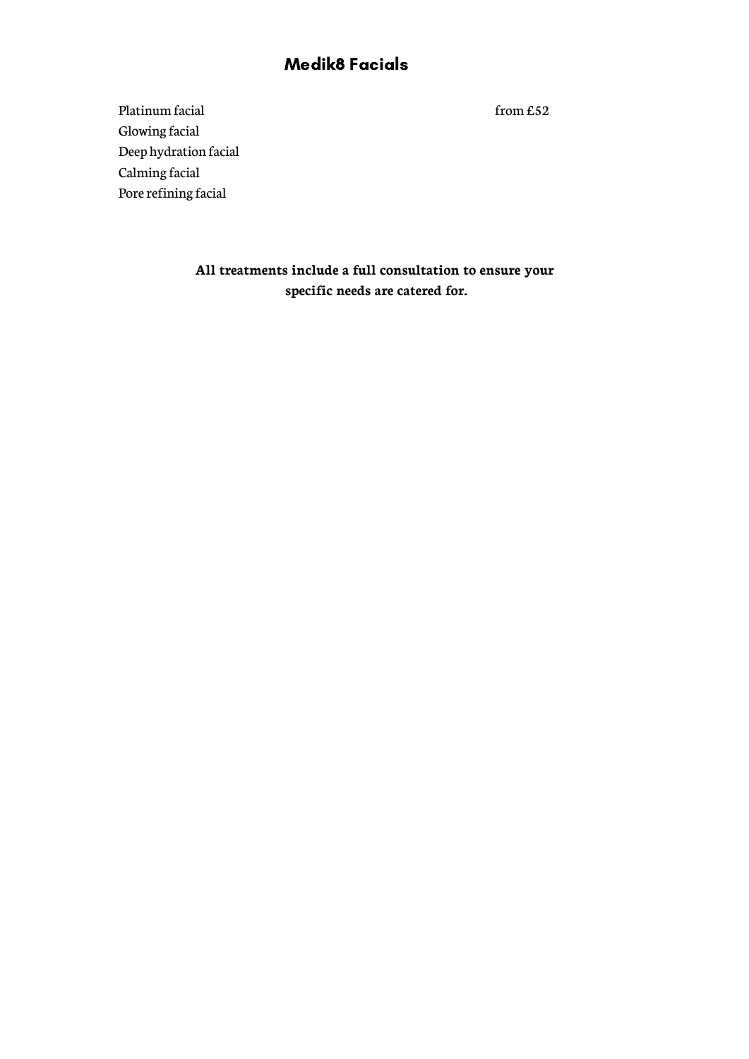## Medik8 Facials

| | |
|---|---|
| Platinum facial | from £52 |
| Glowing facial | |
| Deep hydration facial | |
| Calming facial | |
| Pore refining facial | |

**All treatments include a full consultation to ensure your specific needs are catered for.**